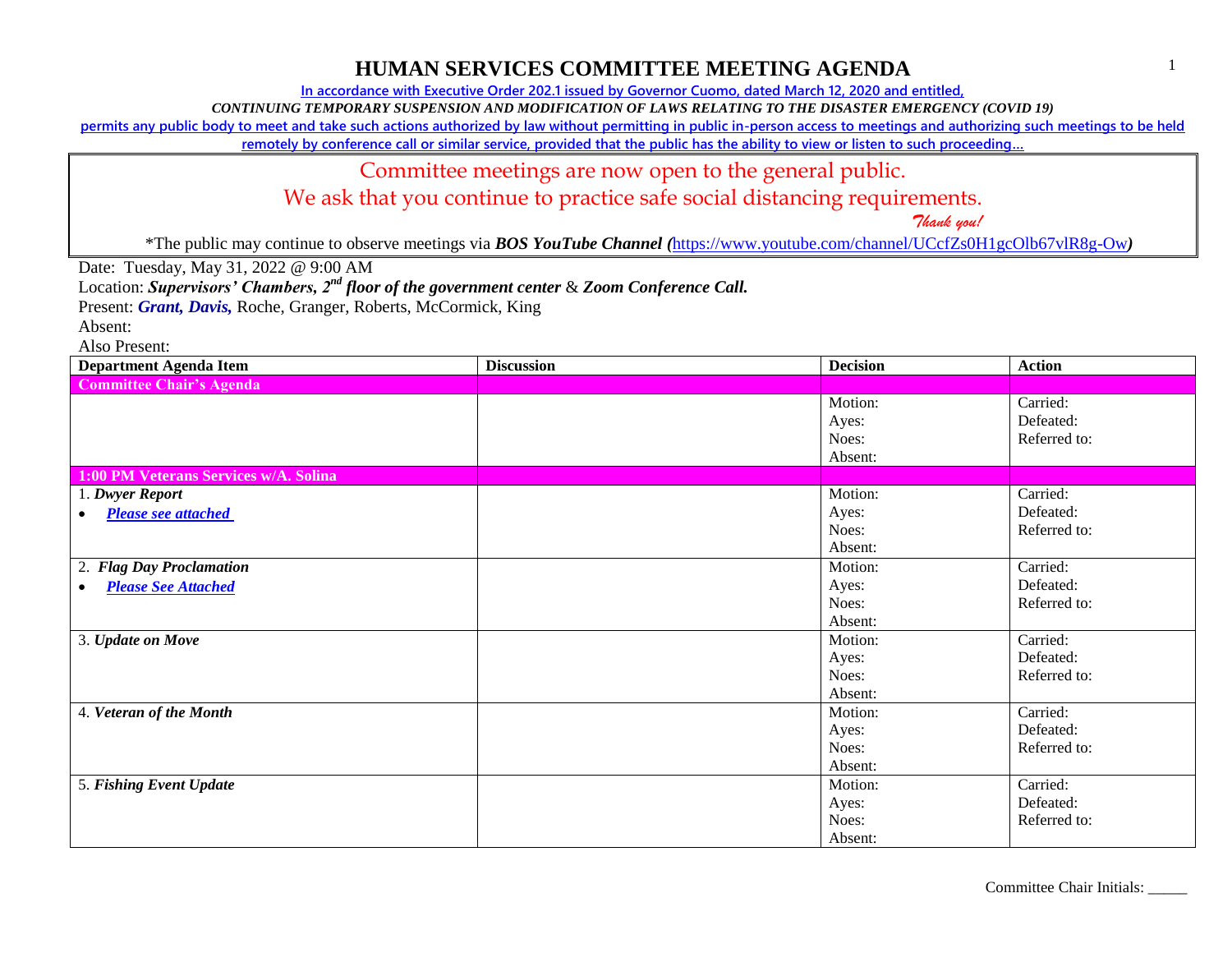# HUMAN SERVICES COMMITTEE MEETING AGENDA

In accordance with Executive Order 202.1 issued by Governor Cuomo, dated March 12, 2020 and entitled,

*CONTINUING TEMPORARY SUSPENSION AND MODIFICATION OF LAWS RELATING TO THE DISASTER EMERGENCY (COVID 19)*

permits any public body to meet and take such actions authorized by law without permitting in public in-person access to meetings and authorizing such meetings to be held remotely by conference call or similar service, provided that the public has the ability to view or listen to such proceeding…

Committee meetings are now open to the general public.

We ask that you continue to practice safe social distancing requirements.

*Thank you!*

*The public may continue to observe meetings via ***BOS YouTube Channel (***https://www.youtube.com/channel/UCcfZs0H1gcOlb67vlR8g-Ow***)***

Date: Tuesday, May 31, 2022 @ 9:00 AM

Location: ***Supervisors' Chambers, 2nd floor of the government center*** & ***Zoom Conference Call.***

Present: ***Grant, Davis,*** Roche, Granger, Roberts, McCormick, King

Absent:

Also Present:

| Department Agenda Item | Discussion | Decision | Action |
|---|---|---|---|
| **Committee Chair's Agenda** | | | |
| | | Motion:<br>Ayes:<br>Noes:<br>Absent: | Carried:<br>Defeated:<br>Referred to: |
| **1:00 PM Veterans Services w/A. Solina** | | | |
| 1. ***Dwyer Report***<br>• ***Please see attached*** | | Motion:<br>Ayes:<br>Noes:<br>Absent: | Carried:<br>Defeated:<br>Referred to: |
| 2. ***Flag Day Proclamation***<br>• ***Please See Attached*** | | Motion:<br>Ayes:<br>Noes:<br>Absent: | Carried:<br>Defeated:<br>Referred to: |
| 3. ***Update on Move*** | | Motion:<br>Ayes:<br>Noes:<br>Absent: | Carried:<br>Defeated:<br>Referred to: |
| 4. ***Veteran of the Month*** | | Motion:<br>Ayes:<br>Noes:<br>Absent: | Carried:<br>Defeated:<br>Referred to: |
| 5. ***Fishing Event Update*** | | Motion:<br>Ayes:<br>Noes:<br>Absent: | Carried:<br>Defeated:<br>Referred to: |

Committee Chair Initials: _____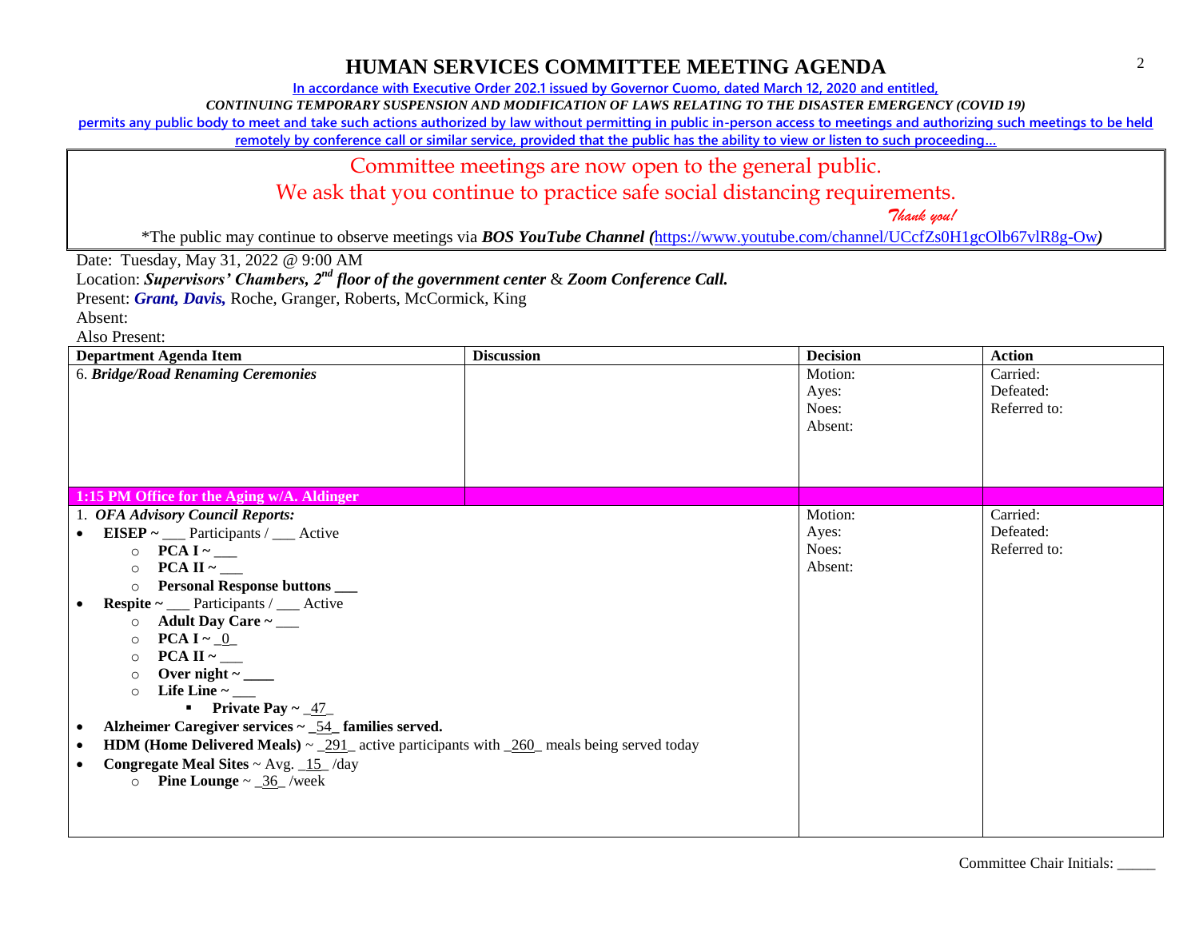# HUMAN SERVICES COMMITTEE MEETING AGENDA

In accordance with Executive Order 202.1 issued by Governor Cuomo, dated March 12, 2020 and entitled,

*CONTINUING TEMPORARY SUSPENSION AND MODIFICATION OF LAWS RELATING TO THE DISASTER EMERGENCY (COVID 19)*

permits any public body to meet and take such actions authorized by law without permitting in public in-person access to meetings and authorizing such meetings to be held remotely by conference call or similar service, provided that the public has the ability to view or listen to such proceeding…

Committee meetings are now open to the general public.

We ask that you continue to practice safe social distancing requirements.

*Thank you!*

*The public may continue to observe meetings via ***BOS YouTube Channel (***https://www.youtube.com/channel/UCcfZs0H1gcOlb67vlR8g-Ow***)***

Date: Tuesday, May 31, 2022 @ 9:00 AM

Location: ***Supervisors' Chambers, 2nd floor of the government center*** & ***Zoom Conference Call.***

Present: ***Grant, Davis,*** Roche, Granger, Roberts, McCormick, King

Absent:

Also Present:

| Department Agenda Item | Discussion | Decision | Action |
|---|---|---|---|
| 6. ***Bridge/Road Renaming Ceremonies*** | | Motion:<br>Ayes:<br>Noes:<br>Absent: | Carried:<br>Defeated:<br>Referred to: |
| **1:15 PM Office for the Aging w/A. Aldinger** | | | |
| 1. ***OFA Advisory Council Reports:***<br>• **EISEP ~** ___ Participants / ___ Active<br>  ○ **PCA I ~** ___<br>  ○ **PCA II ~** ___<br>  ○ **Personal Response buttons** ___<br>• **Respite ~** ___ Participants / ___ Active<br>  ○ **Adult Day Care ~** ___<br>  ○ **PCA I ~** _0_<br>  ○ **PCA II ~** ___<br>  ○ **Over night ~** ____<br>  ○ **Life Line ~** ___<br>    ▪ **Private Pay ~** _47_<br>• **Alzheimer Caregiver services ~** _54_ **families served.**<br>• **HDM (Home Delivered Meals)** ~ _291_ active participants with _260_ meals being served today<br>• **Congregate Meal Sites** ~ Avg. _15_ /day<br>  ○ **Pine Lounge** ~ _36_ /week | | Motion:<br>Ayes:<br>Noes:<br>Absent: | Carried:<br>Defeated:<br>Referred to: |

Committee Chair Initials: _____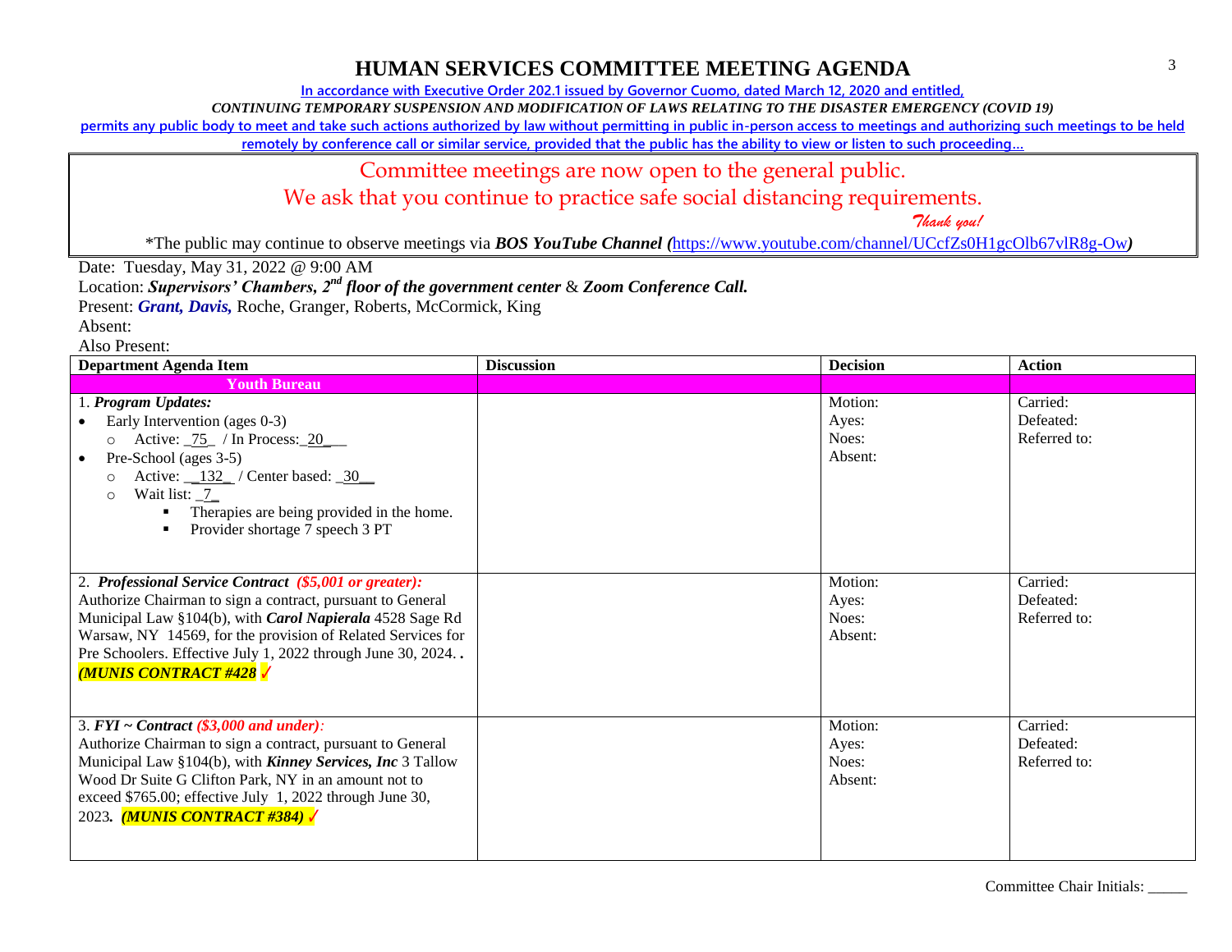# HUMAN SERVICES COMMITTEE MEETING AGENDA

In accordance with Executive Order 202.1 issued by Governor Cuomo, dated March 12, 2020 and entitled,

*CONTINUING TEMPORARY SUSPENSION AND MODIFICATION OF LAWS RELATING TO THE DISASTER EMERGENCY (COVID 19)*

permits any public body to meet and take such actions authorized by law without permitting in public in-person access to meetings and authorizing such meetings to be held remotely by conference call or similar service, provided that the public has the ability to view or listen to such proceeding…

Committee meetings are now open to the general public.
We ask that you continue to practice safe social distancing requirements.
*Thank you!*

*The public may continue to observe meetings via ***BOS YouTube Channel*** *(*https://www.youtube.com/channel/UCcfZs0H1gcOlb67vlR8g-Ow*)*

Date: Tuesday, May 31, 2022 @ 9:00 AM
Location: ***Supervisors' Chambers, 2nd floor of the government center*** & ***Zoom Conference Call.***
Present: ***Grant, Davis,*** Roche, Granger, Roberts, McCormick, King
Absent:
Also Present:

| Department Agenda Item | Discussion | Decision | Action |
|---|---|---|---|
| **Youth Bureau** | | | |
| 1. ***Program Updates:***<br>• Early Intervention (ages 0-3)<br>  ○ Active: _75_ / In Process:_20___<br>• Pre-School (ages 3-5)<br>  ○ Active: __132_ / Center based: _30__<br>  ○ Wait list: _7_<br>    ▪ Therapies are being provided in the home.<br>    ▪ Provider shortage 7 speech 3 PT | | Motion:<br>Ayes:<br>Noes:<br>Absent: | Carried:<br>Defeated:<br>Referred to: |
| 2. ***Professional Service Contract*** ***($5,001 or greater):***<br>Authorize Chairman to sign a contract, pursuant to General Municipal Law §104(b), with ***Carol Napierala*** 4528 Sage Rd Warsaw, NY 14569, for the provision of Related Services for Pre Schoolers. Effective July 1, 2022 through June 30, 2024. .<br>***(MUNIS CONTRACT #428*** ✓ | | Motion:<br>Ayes:<br>Noes:<br>Absent: | Carried:<br>Defeated:<br>Referred to: |
| 3. ***FYI ~ Contract*** ***($3,000 and under):***<br>Authorize Chairman to sign a contract, pursuant to General Municipal Law §104(b), with ***Kinney Services, Inc*** 3 Tallow Wood Dr Suite G Clifton Park, NY in an amount not to exceed $765.00; effective July 1, 2022 through June 30, 2023***.*** ***(MUNIS CONTRACT #384)*** ✓ | | Motion:<br>Ayes:<br>Noes:<br>Absent: | Carried:<br>Defeated:<br>Referred to: |

Committee Chair Initials: _____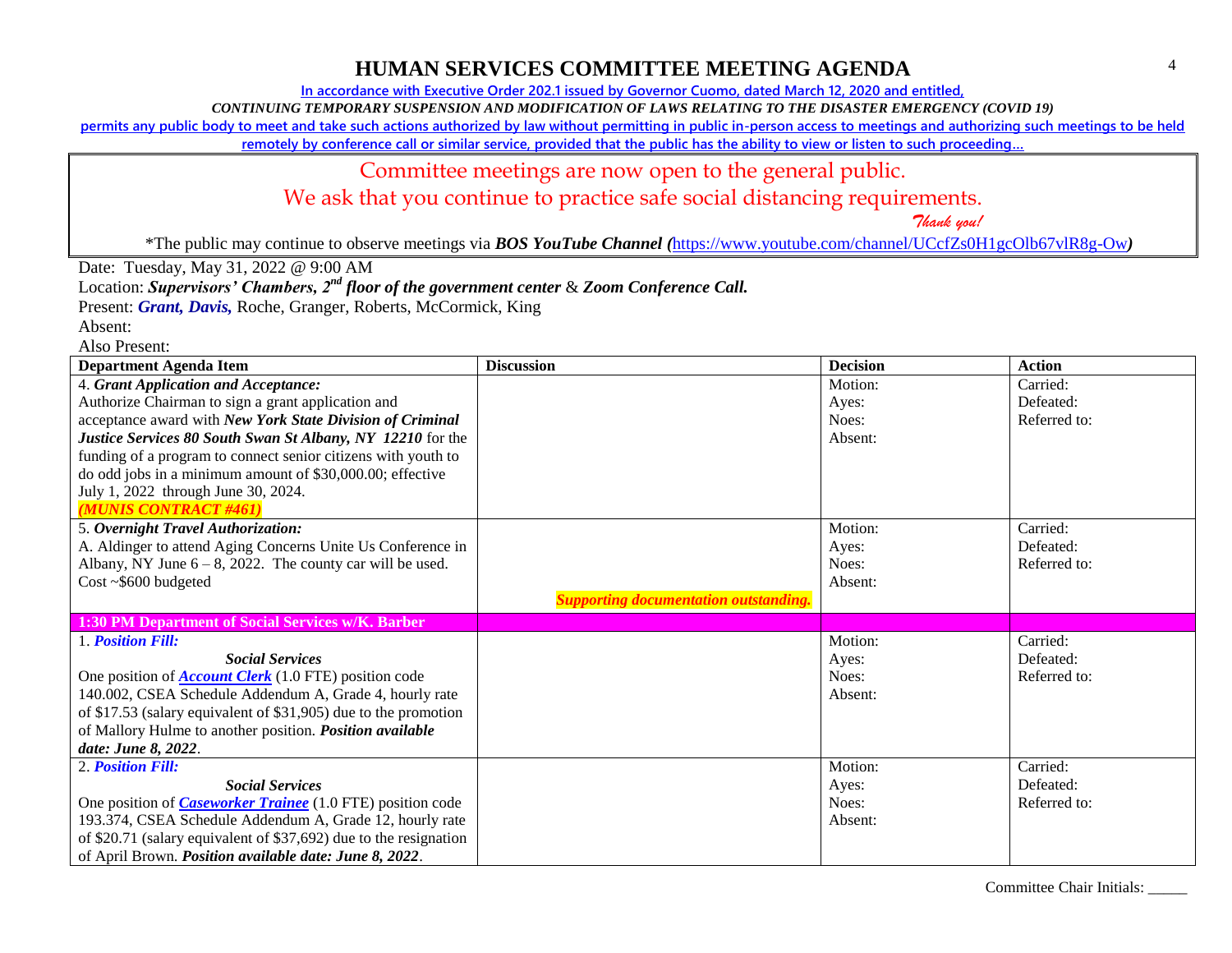# HUMAN SERVICES COMMITTEE MEETING AGENDA

In accordance with Executive Order 202.1 issued by Governor Cuomo, dated March 12, 2020 and entitled,

*CONTINUING TEMPORARY SUSPENSION AND MODIFICATION OF LAWS RELATING TO THE DISASTER EMERGENCY (COVID 19)*

permits any public body to meet and take such actions authorized by law without permitting in public in-person access to meetings and authorizing such meetings to be held remotely by conference call or similar service, provided that the public has the ability to view or listen to such proceeding…

Committee meetings are now open to the general public.

We ask that you continue to practice safe social distancing requirements.

*Thank you!*

*The public may continue to observe meetings via ***BOS YouTube Channel (***https://www.youtube.com/channel/UCcfZs0H1gcOlb67vlR8g-Ow***)***

Date: Tuesday, May 31, 2022 @ 9:00 AM

Location: ***Supervisors' Chambers, 2nd floor of the government center*** & ***Zoom Conference Call.***

Present: ***Grant, Davis,*** Roche, Granger, Roberts, McCormick, King

Absent:

Also Present:

| Department Agenda Item | Discussion | Decision | Action |
|---|---|---|---|
| 4. ***Grant Application and Acceptance:*** Authorize Chairman to sign a grant application and acceptance award with ***New York State Division of Criminal Justice Services 80 South Swan St Albany, NY 12210*** for the funding of a program to connect senior citizens with youth to do odd jobs in a minimum amount of $30,000.00; effective July 1, 2022 through June 30, 2024. ***(MUNIS CONTRACT #461)*** | | Motion: Ayes: Noes: Absent: | Carried: Defeated: Referred to: |
| 5. ***Overnight Travel Authorization:*** A. Aldinger to attend Aging Concerns Unite Us Conference in Albany, NY June 6 – 8, 2022. The county car will be used. Cost ~$600 budgeted | ***Supporting documentation outstanding.*** | Motion: Ayes: Noes: Absent: | Carried: Defeated: Referred to: |
| **1:30 PM Department of Social Services w/K. Barber** | | | |
| 1. ***Position Fill:*** ***Social Services*** One position of ***Account Clerk*** (1.0 FTE) position code 140.002, CSEA Schedule Addendum A, Grade 4, hourly rate of $17.53 (salary equivalent of $31,905) due to the promotion of Mallory Hulme to another position. ***Position available date: June 8, 2022***. | | Motion: Ayes: Noes: Absent: | Carried: Defeated: Referred to: |
| 2. ***Position Fill:*** ***Social Services*** One position of ***Caseworker Trainee*** (1.0 FTE) position code 193.374, CSEA Schedule Addendum A, Grade 12, hourly rate of $20.71 (salary equivalent of $37,692) due to the resignation of April Brown. ***Position available date: June 8, 2022***. | | Motion: Ayes: Noes: Absent: | Carried: Defeated: Referred to: |

Committee Chair Initials: _____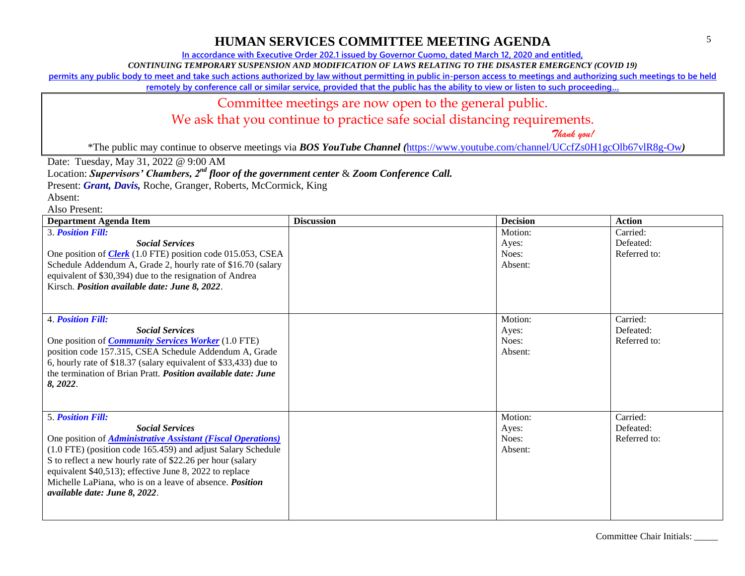# HUMAN SERVICES COMMITTEE MEETING AGENDA

In accordance with Executive Order 202.1 issued by Governor Cuomo, dated March 12, 2020 and entitled,

*CONTINUING TEMPORARY SUSPENSION AND MODIFICATION OF LAWS RELATING TO THE DISASTER EMERGENCY (COVID 19)*

permits any public body to meet and take such actions authorized by law without permitting in public in-person access to meetings and authorizing such meetings to be held remotely by conference call or similar service, provided that the public has the ability to view or listen to such proceeding…

Committee meetings are now open to the general public.

We ask that you continue to practice safe social distancing requirements.

*Thank you!*

*The public may continue to observe meetings via ***BOS YouTube Channel (***https://www.youtube.com/channel/UCcfZs0H1gcOlb67vlR8g-Ow***)***

Date: Tuesday, May 31, 2022 @ 9:00 AM

Location: ***Supervisors' Chambers, 2nd floor of the government center*** & ***Zoom Conference Call.***

Present: ***Grant, Davis,*** Roche, Granger, Roberts, McCormick, King

Absent:

Also Present:

| Department Agenda Item | Discussion | Decision | Action |
|---|---|---|---|
| 3. ***Position Fill:***<br>***Social Services***<br>One position of ***Clerk*** (1.0 FTE) position code 015.053, CSEA Schedule Addendum A, Grade 2, hourly rate of $16.70 (salary equivalent of $30,394) due to the resignation of Andrea Kirsch. ***Position available date: June 8, 2022***. | | Motion:<br>Ayes:<br>Noes:<br>Absent: | Carried:<br>Defeated:<br>Referred to: |
| 4. ***Position Fill:***<br>***Social Services***<br>One position of ***Community Services Worker*** (1.0 FTE) position code 157.315, CSEA Schedule Addendum A, Grade 6, hourly rate of $18.37 (salary equivalent of $33,433) due to the termination of Brian Pratt. ***Position available date: June 8, 2022***. | | Motion:<br>Ayes:<br>Noes:<br>Absent: | Carried:<br>Defeated:<br>Referred to: |
| 5. ***Position Fill:***<br>***Social Services***<br>One position of ***Administrative Assistant (Fiscal Operations)*** (1.0 FTE) (position code 165.459) and adjust Salary Schedule S to reflect a new hourly rate of $22.26 per hour (salary equivalent $40,513); effective June 8, 2022 to replace Michelle LaPiana, who is on a leave of absence. ***Position available date: June 8, 2022***. | | Motion:<br>Ayes:<br>Noes:<br>Absent: | Carried:<br>Defeated:<br>Referred to: |

Committee Chair Initials: _____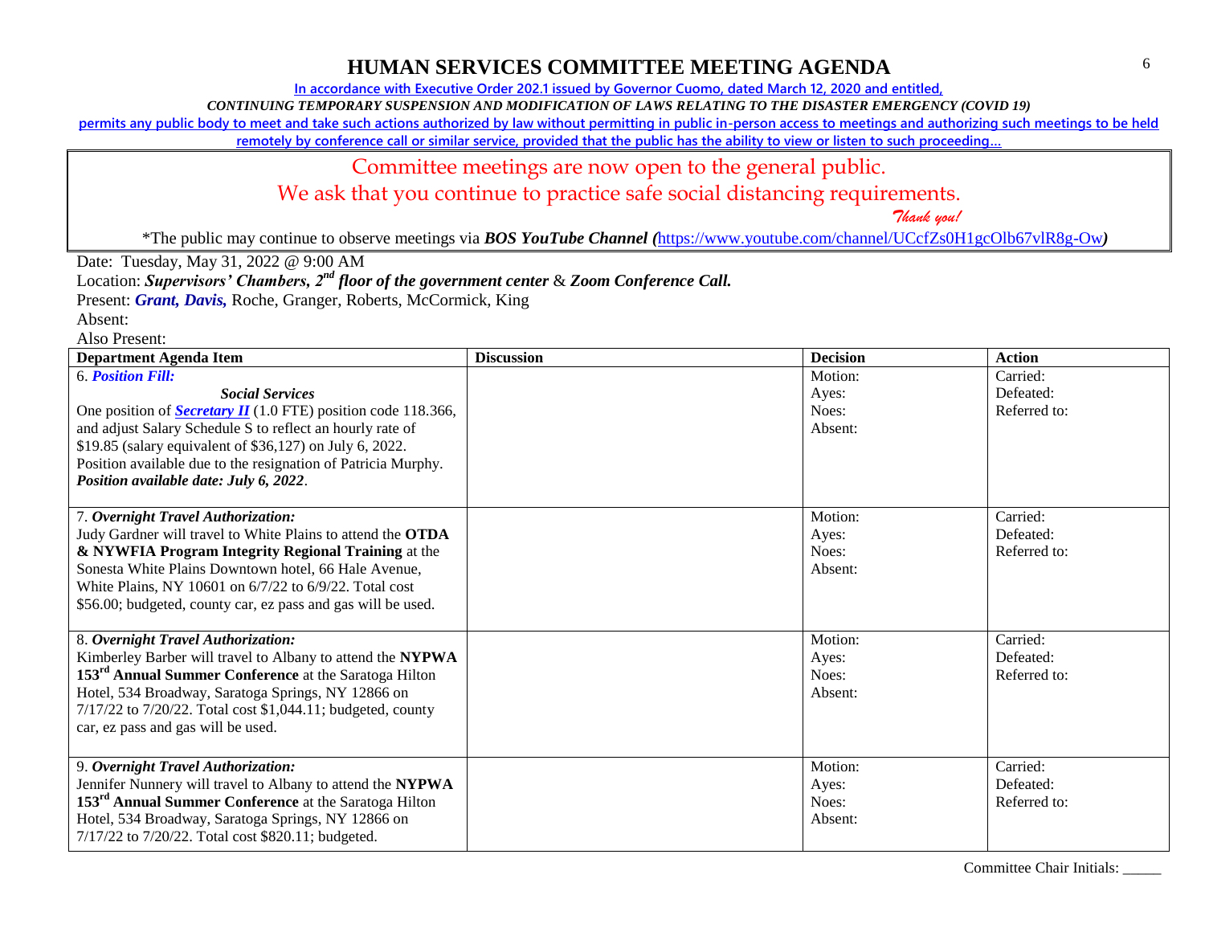# HUMAN SERVICES COMMITTEE MEETING AGENDA

In accordance with Executive Order 202.1 issued by Governor Cuomo, dated March 12, 2020 and entitled,

*CONTINUING TEMPORARY SUSPENSION AND MODIFICATION OF LAWS RELATING TO THE DISASTER EMERGENCY (COVID 19)*

permits any public body to meet and take such actions authorized by law without permitting in public in-person access to meetings and authorizing such meetings to be held remotely by conference call or similar service, provided that the public has the ability to view or listen to such proceeding…

Committee meetings are now open to the general public.

We ask that you continue to practice safe social distancing requirements.

*Thank you!*

*The public may continue to observe meetings via ***BOS YouTube Channel*** *(*https://www.youtube.com/channel/UCcfZs0H1gcOlb67vlR8g-Ow*)*

Date: Tuesday, May 31, 2022 @ 9:00 AM

Location: ***Supervisors' Chambers, 2nd floor of the government center*** & ***Zoom Conference Call.***

Present: ***Grant, Davis,*** Roche, Granger, Roberts, McCormick, King

Absent:

Also Present:

| Department Agenda Item | Discussion | Decision | Action |
|---|---|---|---|
| 6. ***Position Fill:*** <br> ***Social Services*** <br> One position of ***Secretary II*** (1.0 FTE) position code 118.366, and adjust Salary Schedule S to reflect an hourly rate of \$19.85 (salary equivalent of \$36,127) on July 6, 2022. Position available due to the resignation of Patricia Murphy. ***Position available date: July 6, 2022***. | | Motion: <br> Ayes: <br> Noes: <br> Absent: | Carried: <br> Defeated: <br> Referred to: |
| 7. ***Overnight Travel Authorization:*** <br> Judy Gardner will travel to White Plains to attend the **OTDA & NYWFIA Program Integrity Regional Training** at the Sonesta White Plains Downtown hotel, 66 Hale Avenue, White Plains, NY 10601 on 6/7/22 to 6/9/22. Total cost \$56.00; budgeted, county car, ez pass and gas will be used. | | Motion: <br> Ayes: <br> Noes: <br> Absent: | Carried: <br> Defeated: <br> Referred to: |
| 8. ***Overnight Travel Authorization:*** <br> Kimberley Barber will travel to Albany to attend the **NYPWA 153rd Annual Summer Conference** at the Saratoga Hilton Hotel, 534 Broadway, Saratoga Springs, NY 12866 on 7/17/22 to 7/20/22. Total cost \$1,044.11; budgeted, county car, ez pass and gas will be used. | | Motion: <br> Ayes: <br> Noes: <br> Absent: | Carried: <br> Defeated: <br> Referred to: |
| 9. ***Overnight Travel Authorization:*** <br> Jennifer Nunnery will travel to Albany to attend the **NYPWA 153rd Annual Summer Conference** at the Saratoga Hilton Hotel, 534 Broadway, Saratoga Springs, NY 12866 on 7/17/22 to 7/20/22. Total cost \$820.11; budgeted. | | Motion: <br> Ayes: <br> Noes: <br> Absent: | Carried: <br> Defeated: <br> Referred to: |

Committee Chair Initials: _____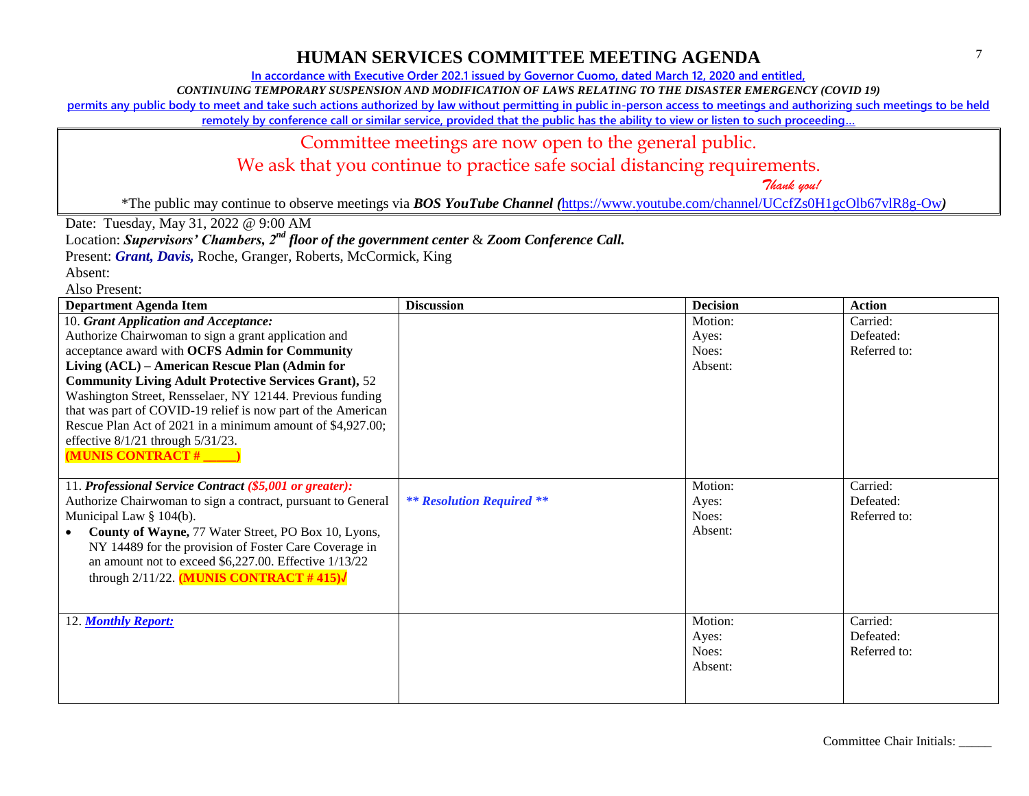# HUMAN SERVICES COMMITTEE MEETING AGENDA

In accordance with Executive Order 202.1 issued by Governor Cuomo, dated March 12, 2020 and entitled,

*CONTINUING TEMPORARY SUSPENSION AND MODIFICATION OF LAWS RELATING TO THE DISASTER EMERGENCY (COVID 19)*

permits any public body to meet and take such actions authorized by law without permitting in public in-person access to meetings and authorizing such meetings to be held remotely by conference call or similar service, provided that the public has the ability to view or listen to such proceeding…

Committee meetings are now open to the general public.

We ask that you continue to practice safe social distancing requirements.

*Thank you!*

*The public may continue to observe meetings via ***BOS YouTube Channel (***https://www.youtube.com/channel/UCcfZs0H1gcOlb67vlR8g-Ow***)***

Date: Tuesday, May 31, 2022 @ 9:00 AM

Location: ***Supervisors' Chambers, 2nd floor of the government center*** & ***Zoom Conference Call.***

Present: ***Grant, Davis,*** Roche, Granger, Roberts, McCormick, King

Absent:

Also Present:

| Department Agenda Item | Discussion | Decision | Action |
|---|---|---|---|
| 10. ***Grant Application and Acceptance:*** Authorize Chairwoman to sign a grant application and acceptance award with **OCFS Admin for Community Living (ACL) – American Rescue Plan (Admin for Community Living Adult Protective Services Grant),** 52 Washington Street, Rensselaer, NY 12144. Previous funding that was part of COVID-19 relief is now part of the American Rescue Plan Act of 2021 in a minimum amount of $4,927.00; effective 8/1/21 through 5/31/23. **(MUNIS CONTRACT # _____)** | | Motion: Ayes: Noes: Absent: | Carried: Defeated: Referred to: |
| 11. ***Professional Service Contract ($5,001 or greater):*** Authorize Chairwoman to sign a contract, pursuant to General Municipal Law § 104(b). • **County of Wayne,** 77 Water Street, PO Box 10, Lyons, NY 14489 for the provision of Foster Care Coverage in an amount not to exceed $6,227.00. Effective 1/13/22 through 2/11/22. **(MUNIS CONTRACT # 415)√** | ***\*\* Resolution Required \*\**** | Motion: Ayes: Noes: Absent: | Carried: Defeated: Referred to: |
| 12. ***Monthly Report:*** | | Motion: Ayes: Noes: Absent: | Carried: Defeated: Referred to: |

Committee Chair Initials: _____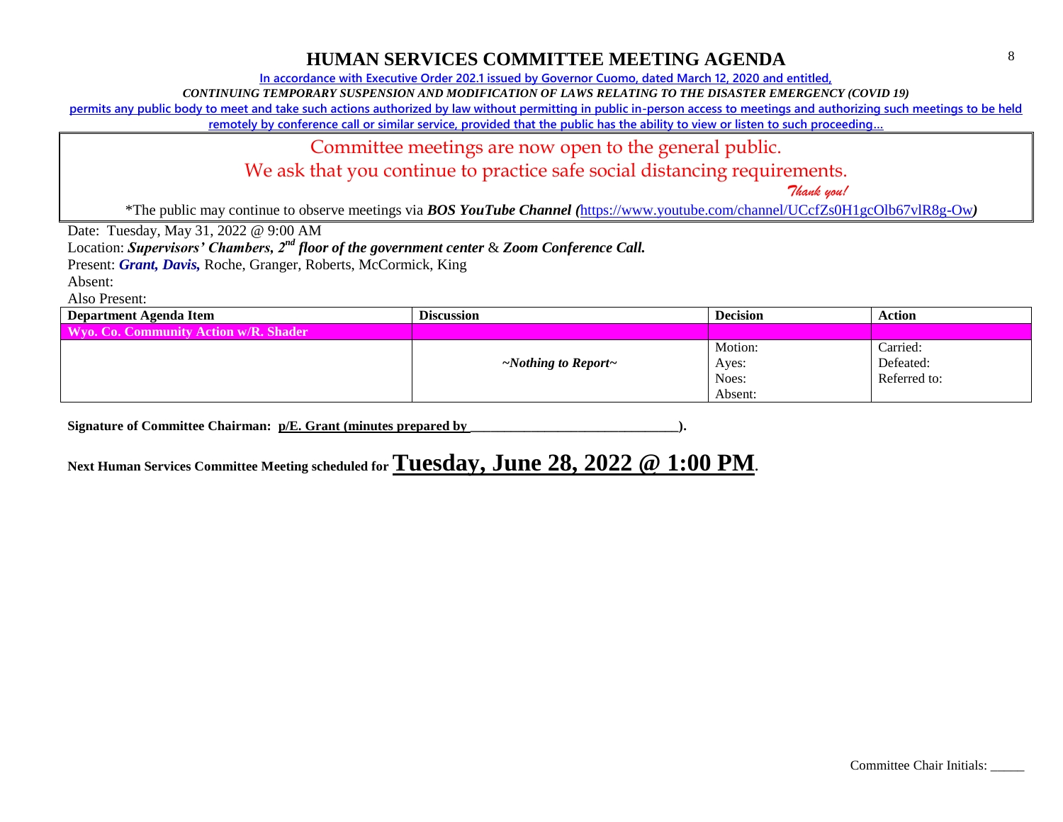# HUMAN SERVICES COMMITTEE MEETING AGENDA

In accordance with Executive Order 202.1 issued by Governor Cuomo, dated March 12, 2020 and entitled,

*CONTINUING TEMPORARY SUSPENSION AND MODIFICATION OF LAWS RELATING TO THE DISASTER EMERGENCY (COVID 19)*

permits any public body to meet and take such actions authorized by law without permitting in public in-person access to meetings and authorizing such meetings to be held remotely by conference call or similar service, provided that the public has the ability to view or listen to such proceeding…

Committee meetings are now open to the general public.

We ask that you continue to practice safe social distancing requirements.

*Thank you!*

*The public may continue to observe meetings via ***BOS YouTube Channel (***https://www.youtube.com/channel/UCcfZs0H1gcOlb67vlR8g-Ow***)***

Date: Tuesday, May 31, 2022 @ 9:00 AM

Location: ***Supervisors' Chambers, 2nd floor of the government center*** & ***Zoom Conference Call.***

Present: ***Grant, Davis,*** Roche, Granger, Roberts, McCormick, King

Absent:

Also Present:

| Department Agenda Item | Discussion | Decision | Action |
|---|---|---|---|
| **Wyo. Co. Community Action w/R. Shader** | | | |
| | *~Nothing to Report~* | Motion:<br>Ayes:<br>Noes:<br>Absent: | Carried:<br>Defeated:<br>Referred to: |

**Signature of Committee Chairman: p/E. Grant (minutes prepared by ______________________________).**

**Next Human Services Committee Meeting scheduled for Tuesday, June 28, 2022 @ 1:00 PM.**

Committee Chair Initials: _____